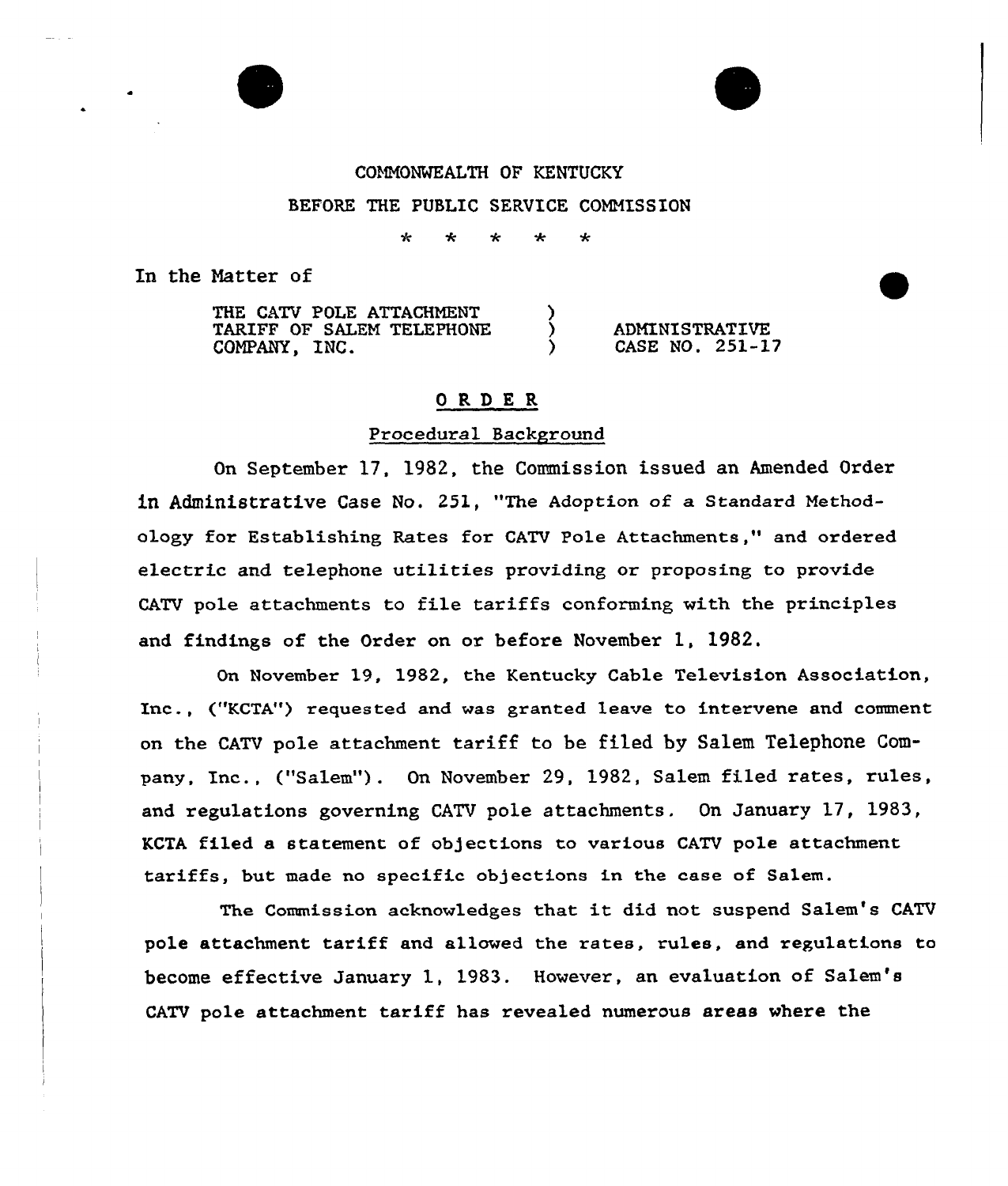COMMONWEALTH OF KENTUCKY

BEFORE THE PUBLIC SERVICE COMMISSION

\* \* \* \* \*

In the Matter of

| | | |
|---|---|---|
| THE CATV POLE ATTACHMENT TARIFF OF SALEM TELEPHONE COMPANY, INC. | ) ) ) | ADMINISTRATIVE CASE NO. 251-17 |

## ORDER

### Procedural Background

On September 17, 1982, the Commission issued an Amended Order in Administrative Case No. 251, "The Adoption of a Standard Methodology for Establishing Rates for CATV Pole Attachments," and ordered electric and telephone utilities providing or proposing to provide CATV pole attachments to file tariffs conforming with the principles and findings of the Order on or before November 1, 1982.

On November 19, 1982, the Kentucky Cable Television Association, Inc., ("KCTA") requested and was granted leave to intervene and comment on the CATV pole attachment tariff to be filed by Salem Telephone Company, Inc., ("Salem"). On November 29, 1982, Salem filed rates, rules, and regulations governing CATV pole attachments. On January 17, 1983, KCTA filed a statement of objections to various CATV pole attachment tariffs, but made no specific objections in the case of Salem.

The Commission acknowledges that it did not suspend Salem's CATV pole attachment tariff and allowed the rates, rules, and regulations to become effective January 1, 1983. However, an evaluation of Salem's CATV pole attachment tariff has revealed numerous areas where the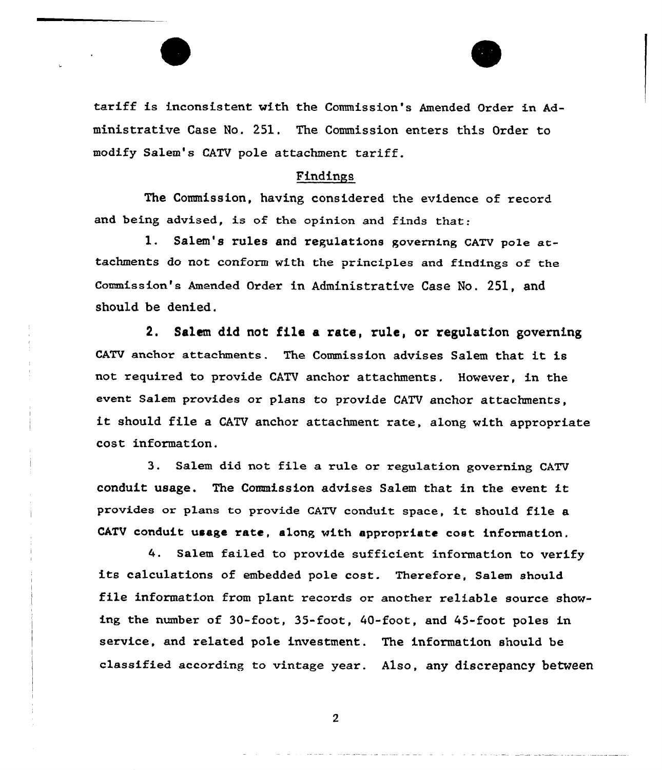tariff is inconsistent with the Commission's Amended Order in Administrative Case No. 251. The Commission enters this Order to modify Salem's CATV pole attachment tariff.

## Findings

The Commission, having considered the evidence of record and being advised, is of the opinion and finds that:

1. Salem's rules and regulations governing CATV pole attachments do not conform with the principles and findings of the Commission's Amended Order in Administrative Case No. 251, and should be denied.

2. Salem did not file a rate, rule, or regulation governing CATV anchor attachments. The Commission advises Salem that it is not required to provide CATV anchor attachments. However, in the event Salem provides or plans to provide CATV anchor attachments, it should file a CATV anchor attachment rate, along with appropriate cost information.

3. Salem did not file a rule or regulation governing CATV conduit usage. The Commission advises Salem that in the event it provides or plans to provide CATV conduit space, it should file a CATV conduit usage rate, along with appropriate cost information.

4. Salem failed to provide sufficient information to verify its calculations of embedded pole cost. Therefore, Salem should file information from plant records or another reliable source showing the number of 30-foot, 35-foot, 40-foot, and 45-foot poles in service, and related pole investment. The information should be classified according to vintage year. Also, any discrepancy between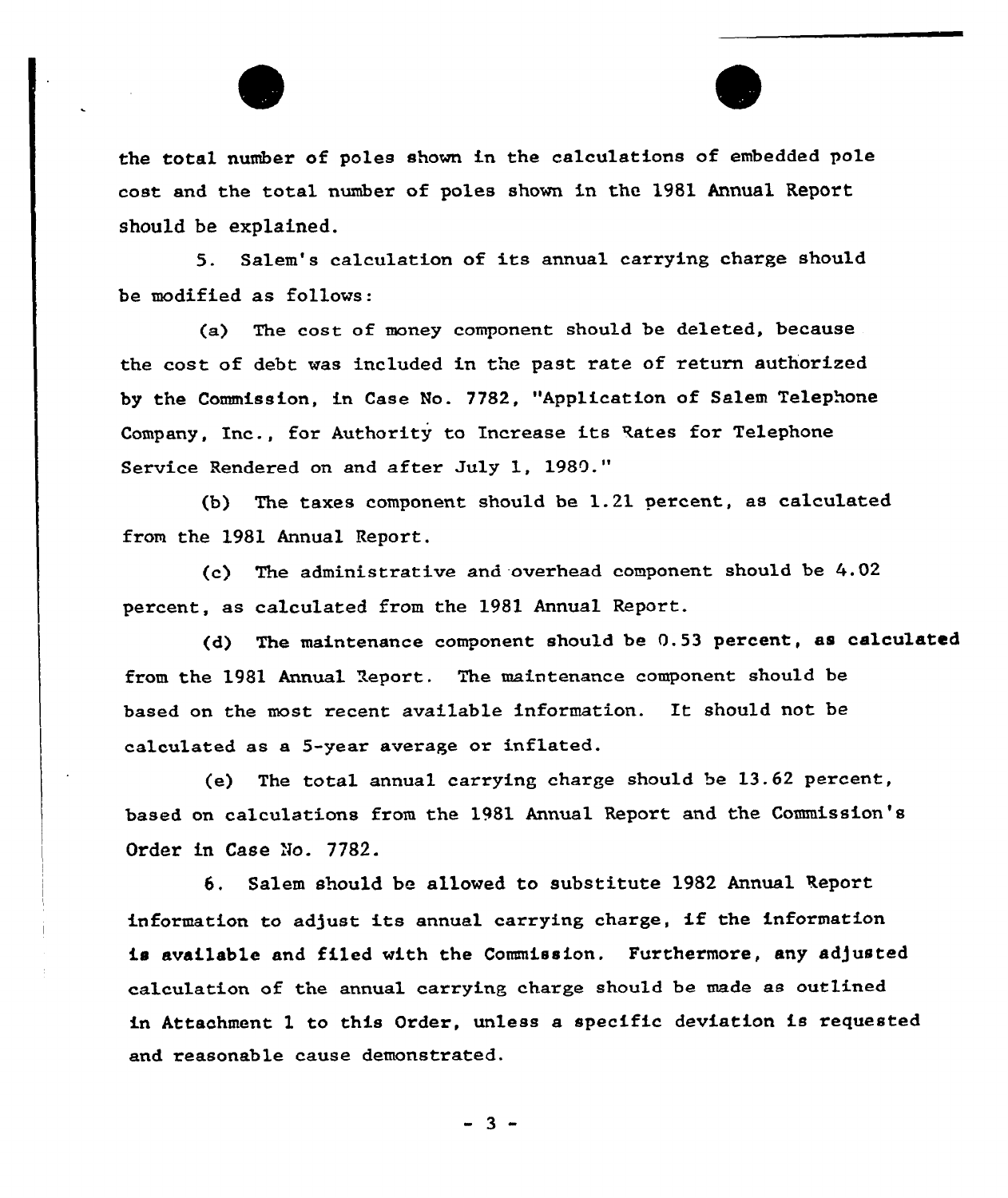the total number of poles shown in the calculations of embedded pole cost and the total number of poles shown in the 1981 Annual Report should be explained.

5. Salem's calculation of its annual carrying charge should be modified as follows:

(a) The cost of money component should be deleted, because the cost of debt was included in the past rate of return authorized by the Commission, in Case No. 7782, "Application of Salem Telephone Company, Inc., for Authority to Increase its Rates for Telephone Service Rendered on and after July 1, 1980."

(b) The taxes component should be 1.21 percent, as calculated from the 1981 Annual Report.

(c) The administrative and overhead component should be 4.02 percent, as calculated from the 1981 Annual Report.

(d) The maintenance component should be 0.53 percent, as calculated from the 1981 Annual Report. The maintenance component should be based on the most recent available information. It should not be calculated as a 5-year average or inflated.

(e) The total annual carrying charge should be 13.62 percent, based on calculations from the 1981 Annual Report and the Commission's Order in Case No. 7782.

6. Salem should be allowed to substitute 1982 Annual Report information to adjust its annual carrying charge, if the information is available and filed with the Commission. Furthermore, any adjusted calculation of the annual carrying charge should be made as outlined in Attachment 1 to this Order, unless a specific deviation is requested and reasonable cause demonstrated.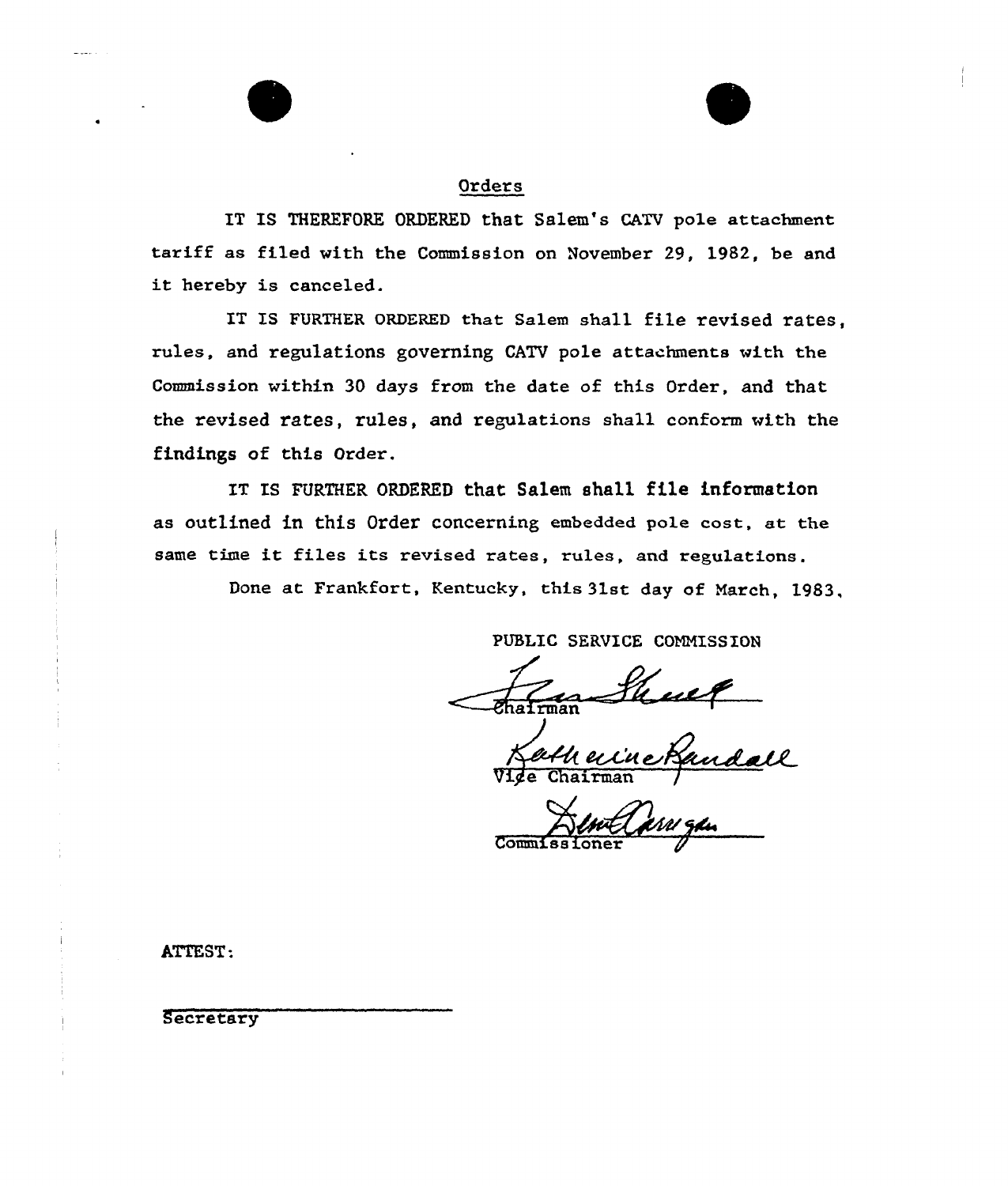## Orders

IT IS THEREFORE ORDERED that Salem's CATV pole attachment tariff as filed with the Commission on November 29, 1982, be and it hereby is canceled.

IT IS FURTHER ORDERED that Salem shall file revised rates, rules, and regulations governing CATV pole attachments with the Commission within 30 days from the date of this Order, and that the revised rates, rules, and regulations shall conform with the findings of this Order.

IT IS FURTHER ORDERED that Salem shall file information as outlined in this Order concerning embedded pole cost, at the same time it files its revised rates, rules, and regulations.

Done at Frankfort, Kentucky, this 31st day of March, 1983.

PUBLIC SERVICE COMMISSION

Chairman

Vice Chairman

Commissioner

ATTEST:

Secretary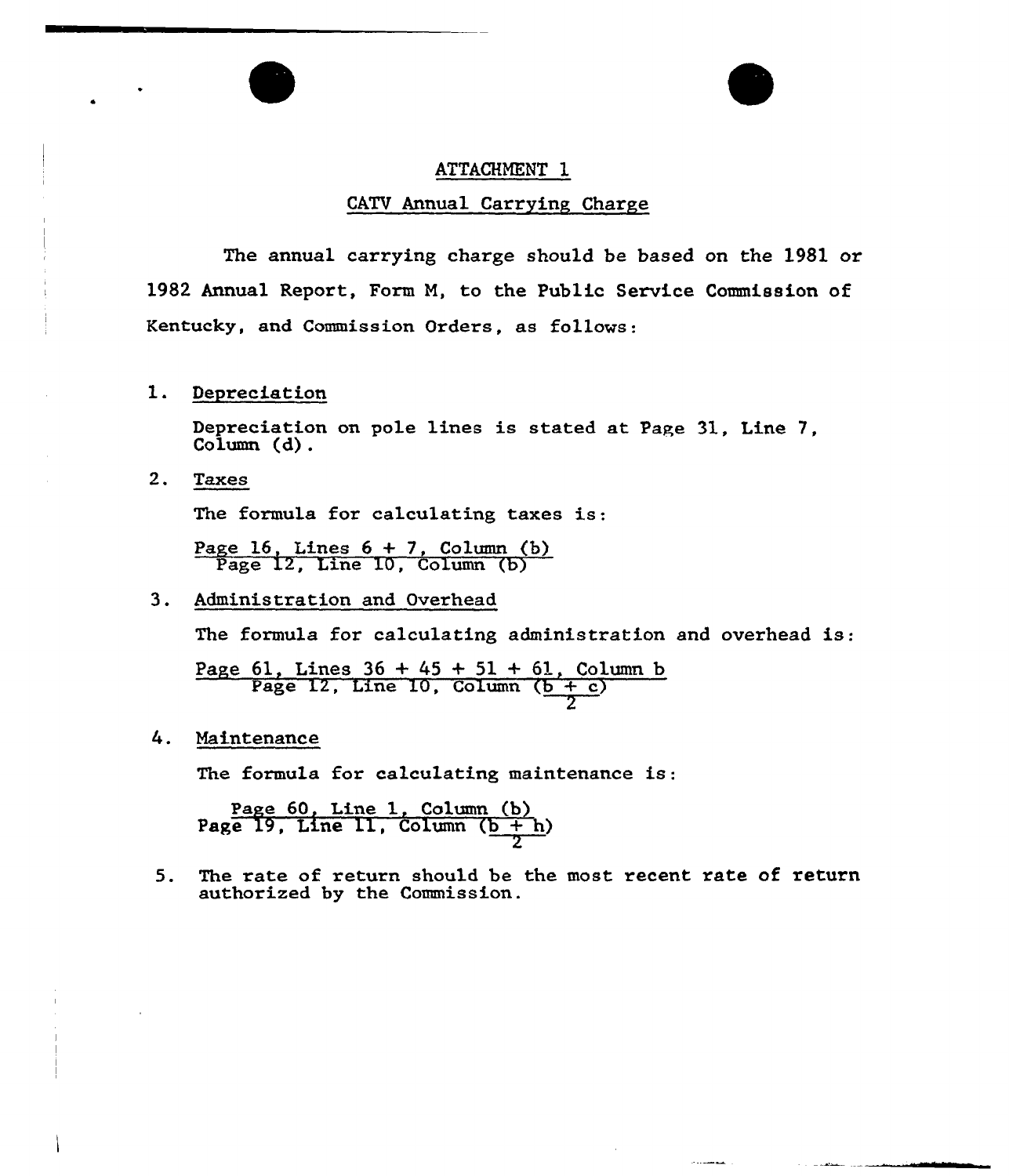# ATTACHMENT 1

## CATV Annual Carrying Charge

The annual carrying charge should be based on the 1981 or 1982 Annual Report, Form M, to the Public Service Commission of Kentucky, and Commission Orders, as follows:

1. Depreciation

   Depreciation on pole lines is stated at Page 31, Line 7, Column (d).

2. Taxes

   The formula for calculating taxes is:

   $$\frac{\text{Page 16, Lines 6 + 7, Column (b)}}{\text{Page 12, Line 10, Column (b)}}$$

3. Administration and Overhead

   The formula for calculating administration and overhead is:

   $$\frac{\text{Page 61, Lines 36 + 45 + 51 + 61, Column b}}{\text{Page 12, Line 10, Column } \frac{(b + c)}{2}}$$

4. Maintenance

   The formula for calculating maintenance is:

   $$\frac{\text{Page 60, Line 1, Column (b)}}{\text{Page 19, Line 11, Column } \frac{(b + h)}{2}}$$

5. The rate of return should be the most recent rate of return authorized by the Commission.